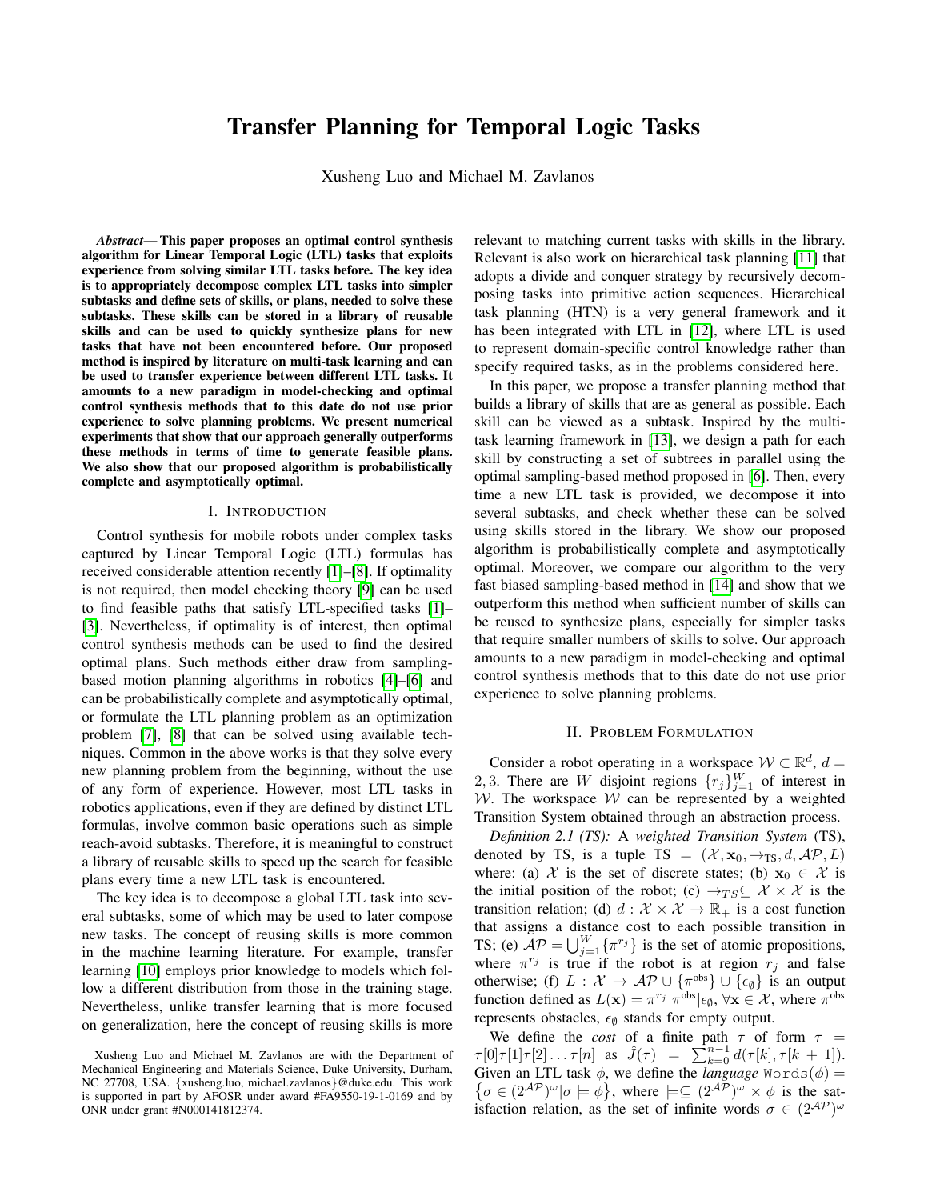# Transfer Planning for Temporal Logic Tasks

Xusheng Luo and Michael M. Zavlanos

***Abstract*— This paper proposes an optimal control synthesis algorithm for Linear Temporal Logic (LTL) tasks that exploits experience from solving similar LTL tasks before. The key idea is to appropriately decompose complex LTL tasks into simpler subtasks and define sets of skills, or plans, needed to solve these subtasks. These skills can be stored in a library of reusable skills and can be used to quickly synthesize plans for new tasks that have not been encountered before. Our proposed method is inspired by literature on multi-task learning and can be used to transfer experience between different LTL tasks. It amounts to a new paradigm in model-checking and optimal control synthesis methods that to this date do not use prior experience to solve planning problems. We present numerical experiments that show that our approach generally outperforms these methods in terms of time to generate feasible plans. We also show that our proposed algorithm is probabilistically complete and asymptotically optimal.**

## I. Introduction

Control synthesis for mobile robots under complex tasks captured by Linear Temporal Logic (LTL) formulas has received considerable attention recently [1]–[8]. If optimality is not required, then model checking theory [9] can be used to find feasible paths that satisfy LTL-specified tasks [1]–[3]. Nevertheless, if optimality is of interest, then optimal control synthesis methods can be used to find the desired optimal plans. Such methods either draw from sampling-based motion planning algorithms in robotics [4]–[6] and can be probabilistically complete and asymptotically optimal, or formulate the LTL planning problem as an optimization problem [7], [8] that can be solved using available techniques. Common in the above works is that they solve every new planning problem from the beginning, without the use of any form of experience. However, most LTL tasks in robotics applications, even if they are defined by distinct LTL formulas, involve common basic operations such as simple reach-avoid subtasks. Therefore, it is meaningful to construct a library of reusable skills to speed up the search for feasible plans every time a new LTL task is encountered.

The key idea is to decompose a global LTL task into several subtasks, some of which may be used to later compose new tasks. The concept of reusing skills is more common in the machine learning literature. For example, transfer learning [10] employs prior knowledge to models which follow a different distribution from those in the training stage. Nevertheless, unlike transfer learning that is more focused on generalization, here the concept of reusing skills is more relevant to matching current tasks with skills in the library. Relevant is also work on hierarchical task planning [11] that adopts a divide and conquer strategy by recursively decomposing tasks into primitive action sequences. Hierarchical task planning (HTN) is a very general framework and it has been integrated with LTL in [12], where LTL is used to represent domain-specific control knowledge rather than specify required tasks, as in the problems considered here.

In this paper, we propose a transfer planning method that builds a library of skills that are as general as possible. Each skill can be viewed as a subtask. Inspired by the multi-task learning framework in [13], we design a path for each skill by constructing a set of subtrees in parallel using the optimal sampling-based method proposed in [6]. Then, every time a new LTL task is provided, we decompose it into several subtasks, and check whether these can be solved using skills stored in the library. We show our proposed algorithm is probabilistically complete and asymptotically optimal. Moreover, we compare our algorithm to the very fast biased sampling-based method in [14] and show that we outperform this method when sufficient number of skills can be reused to synthesize plans, especially for simpler tasks that require smaller numbers of skills to solve. Our approach amounts to a new paradigm in model-checking and optimal control synthesis methods that to this date do not use prior experience to solve planning problems.

## II. Problem Formulation

Consider a robot operating in a workspace $\mathcal{W} \subset \mathbb{R}^d$, $d = 2, 3$. There are $W$ disjoint regions $\{r_j\}_{j=1}^{W}$ of interest in $\mathcal{W}$. The workspace $\mathcal{W}$ can be represented by a weighted Transition System obtained through an abstraction process.

*Definition 2.1 (TS):* A *weighted Transition System* (TS), denoted by TS, is a tuple $\text{TS} = (\mathcal{X}, \mathbf{x}_0, \rightarrow_{\text{TS}}, d, \mathcal{AP}, L)$ where: (a) $\mathcal{X}$ is the set of discrete states; (b) $\mathbf{x}_0 \in \mathcal{X}$ is the initial position of the robot; (c) $\rightarrow_{TS} \subseteq \mathcal{X} \times \mathcal{X}$ is the transition relation; (d) $d : \mathcal{X} \times \mathcal{X} \rightarrow \mathbb{R}_+$ is a cost function that assigns a distance cost to each possible transition in TS; (e) $\mathcal{AP} = \bigcup_{j=1}^{W} \{\pi^{r_j}\}$ is the set of atomic propositions, where $\pi^{r_j}$ is true if the robot is at region $r_j$ and false otherwise; (f) $L : \mathcal{X} \rightarrow \mathcal{AP} \cup \{\pi^{\text{obs}}\} \cup \{\epsilon_\emptyset\}$ is an output function defined as $L(\mathbf{x}) = \pi^{r_j} | \pi^{\text{obs}} | \epsilon_\emptyset, \forall \mathbf{x} \in \mathcal{X}$, where $\pi^{\text{obs}}$ represents obstacles, $\epsilon_\emptyset$ stands for empty output.

We define the *cost* of a finite path $\tau = \tau[0]\tau[1]\tau[2]\ldots\tau[n]$ as $\hat{J}(\tau) = \sum_{k=0}^{n-1} d(\tau[k], \tau[k+1])$. Given an LTL task $\phi$, we define the *language* $\texttt{Words}(\phi) = \{\sigma \in (2^{\mathcal{AP}})^\omega | \sigma \models \phi\}$, where $\models \subseteq (2^{\mathcal{AP}})^\omega \times \phi$ is the satisfaction relation, as the set of infinite words $\sigma \in (2^{\mathcal{AP}})^\omega$

Xusheng Luo and Michael M. Zavlanos are with the Department of Mechanical Engineering and Materials Science, Duke University, Durham, NC 27708, USA. {xusheng.luo, michael.zavlanos}@duke.edu. This work is supported in part by AFOSR under award #FA9550-19-1-0169 and by ONR under grant #N000141812374.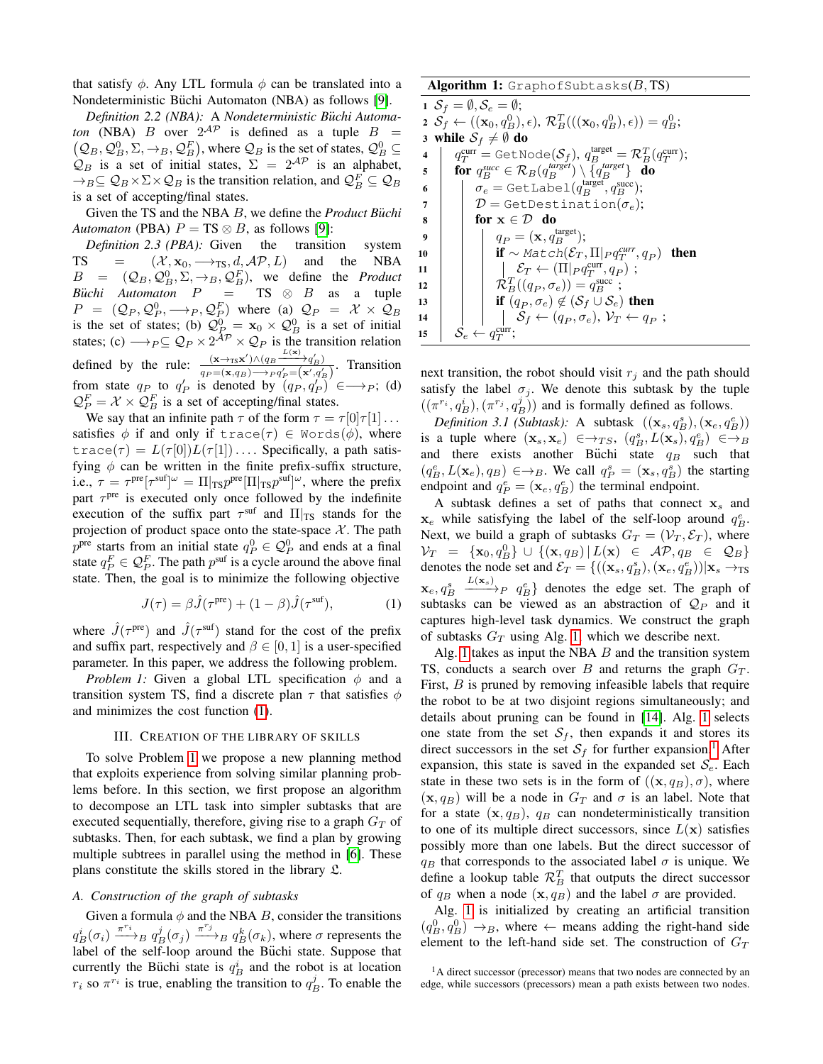that satisfy $\phi$. Any LTL formula $\phi$ can be translated into a Nondeterministic Büchi Automaton (NBA) as follows [9].

*Definition 2.2 (NBA):* A *Nondeterministic Büchi Automaton* (NBA) $B$ over $2^{\mathcal{AP}}$ is defined as a tuple $B = (\mathcal{Q}_B, \mathcal{Q}_B^0, \Sigma, \rightarrow_B, \mathcal{Q}_B^F)$, where $\mathcal{Q}_B$ is the set of states, $\mathcal{Q}_B^0 \subseteq \mathcal{Q}_B$ is a set of initial states, $\Sigma = 2^{\mathcal{AP}}$ is an alphabet, $\rightarrow_B \subseteq \mathcal{Q}_B \times \Sigma \times \mathcal{Q}_B$ is the transition relation, and $\mathcal{Q}_B^F \subseteq \mathcal{Q}_B$ is a set of accepting/final states.

Given the TS and the NBA $B$, we define the *Product Büchi Automaton* (PBA) $P = \text{TS} \otimes B$, as follows [9]:

*Definition 2.3 (PBA):* Given the transition system $\text{TS} = (\mathcal{X}, \mathbf{x}_0, \longrightarrow_{\text{TS}}, d, \mathcal{AP}, L)$ and the NBA $B = (\mathcal{Q}_B, \mathcal{Q}_B^0, \Sigma, \rightarrow_B, \mathcal{Q}_B^F)$, we define the *Product Büchi Automaton* $P = \text{TS} \otimes B$ as a tuple $P = (\mathcal{Q}_P, \mathcal{Q}_P^0, \longrightarrow_P, \mathcal{Q}_P^F)$ where (a) $\mathcal{Q}_P = \mathcal{X} \times \mathcal{Q}_B$ is the set of states; (b) $\mathcal{Q}_P^0 = \mathbf{x}_0 \times \mathcal{Q}_B^0$ is a set of initial states; (c) $\longrightarrow_P \subseteq \mathcal{Q}_P \times 2^{\mathcal{AP}} \times \mathcal{Q}_P$ is the transition relation defined by the rule: $\frac{(\mathbf{x} \rightarrow_{\text{TS}} \mathbf{x}') \wedge (q_B \xrightarrow{L(\mathbf{x})} q_B')}{q_P = (\mathbf{x}, q_B) \longrightarrow_P q_P' = (\mathbf{x}', q_B')}$. Transition from state $q_P$ to $q_P'$ is denoted by $(q_P, q_P') \in \longrightarrow_P$; (d) $\mathcal{Q}_P^F = \mathcal{X} \times \mathcal{Q}_B^F$ is a set of accepting/final states.

We say that an infinite path $\tau$ of the form $\tau = \tau[0]\tau[1]\ldots$ satisfies $\phi$ if and only if $\texttt{trace}(\tau) \in \texttt{Words}(\phi)$, where $\texttt{trace}(\tau) = L(\tau[0])L(\tau[1])\ldots$. Specifically, a path satisfying $\phi$ can be written in the finite prefix-suffix structure, i.e., $\tau = \tau^{\text{pre}}[\tau^{\text{suf}}]^\omega = \Pi|_{\text{TS}} p^{\text{pre}}[\Pi|_{\text{TS}} p^{\text{suf}}]^\omega$, where the prefix part $\tau^{\text{pre}}$ is executed only once followed by the indefinite execution of the suffix part $\tau^{\text{suf}}$ and $\Pi|_{\text{TS}}$ stands for the projection of product space onto the state-space $\mathcal{X}$. The path $p^{\text{pre}}$ starts from an initial state $q_P^0 \in \mathcal{Q}_P^0$ and ends at a final state $q_P^F \in \mathcal{Q}_P^F$. The path $p^{\text{suf}}$ is a cycle around the above final state. Then, the goal is to minimize the following objective

$$J(\tau) = \beta \hat{J}(\tau^{\text{pre}}) + (1-\beta)\hat{J}(\tau^{\text{suf}}), \tag{1}$$

where $\hat{J}(\tau^{\text{pre}})$ and $\hat{J}(\tau^{\text{suf}})$ stand for the cost of the prefix and suffix part, respectively and $\beta \in [0, 1]$ is a user-specified parameter. In this paper, we address the following problem.

*Problem 1:* Given a global LTL specification $\phi$ and a transition system TS, find a discrete plan $\tau$ that satisfies $\phi$ and minimizes the cost function (1).

## III. Creation of the Library of Skills

To solve Problem 1 we propose a new planning method that exploits experience from solving similar planning problems before. In this section, we first propose an algorithm to decompose an LTL task into simpler subtasks that are executed sequentially, therefore, giving rise to a graph $G_T$ of subtasks. Then, for each subtask, we find a plan by growing multiple subtrees in parallel using the method in [6]. These plans constitute the skills stored in the library $\mathfrak{L}$.

### A. Construction of the graph of subtasks

Given a formula $\phi$ and the NBA $B$, consider the transitions $q_B^i(\sigma_i) \xrightarrow{\pi^{r_i}}_B q_B^j(\sigma_j) \xrightarrow{\pi^{r_j}}_B q_B^k(\sigma_k)$, where $\sigma$ represents the label of the self-loop around the Büchi state. Suppose that currently the Büchi state is $q_B^i$ and the robot is at location $r_i$ so $\pi^{r_i}$ is true, enabling the transition to $q_B^j$. To enable the next transition, the robot should visit $r_j$ and the path should satisfy the label $\sigma_j$. We denote this subtask by the tuple $((\pi^{r_i}, q_B^i), (\pi^{r_j}, q_B^j))$ and is formally defined as follows.

**Algorithm 1:** `GraphofSubtasks`$(B, \text{TS})$

```
1  S_f = ∅, S_e = ∅;
2  S_f ← ((x_0, q_B^0), ε), R_B^T(((x_0, q_B^0), ε)) = q_B^0;
3  while S_f ≠ ∅ do
4      q_T^curr = GetNode(S_f), q_B^target = R_B^T(q_T^curr);
5      for q_B^succ ∈ R_B(q_B^target) \ {q_B^target} do
6          σ_e = GetLabel(q_B^target, q_B^succ);
7          D = GetDestination(σ_e);
8          for x ∈ D do
9              q_P = (x, q_B^target);
10             if ∼ Match(E_T, Π|_P q_T^curr, q_P) then
11                 E_T ← (Π|_P q_T^curr, q_P);
12             R_B^T((q_P, σ_e)) = q_B^succ;
13             if (q_P, σ_e) ∉ (S_f ∪ S_e) then
14                 S_f ← (q_P, σ_e), V_T ← q_P;
15     S_e ← q_T^curr;
```

*Definition 3.1 (Subtask):* A subtask $((\mathbf{x}_s, q_B^s), (\mathbf{x}_e, q_B^e))$ is a tuple where $(\mathbf{x}_s, \mathbf{x}_e) \in \rightarrow_{TS}$, $(q_B^s, L(\mathbf{x}_s), q_B^e) \in \rightarrow_B$ and there exists another Büchi state $q_B$ such that $(q_B^e, L(\mathbf{x}_e), q_B) \in \rightarrow_B$. We call $q_P^s = (\mathbf{x}_s, q_B^s)$ the starting endpoint and $q_P^e = (\mathbf{x}_e, q_B^e)$ the terminal endpoint.

A subtask defines a set of paths that connect $\mathbf{x}_s$ and $\mathbf{x}_e$ while satisfying the label of the self-loop around $q_B^e$. Next, we build a graph of subtasks $G_T = (\mathcal{V}_T, \mathcal{E}_T)$, where $\mathcal{V}_T = \{\mathbf{x}_0, q_B^0\} \cup \{(\mathbf{x}, q_B) \,|\, L(\mathbf{x}) \in \mathcal{AP}, q_B \in \mathcal{Q}_B\}$ denotes the node set and $\mathcal{E}_T = \{((\mathbf{x}_s, q_B^s), (\mathbf{x}_e, q_B^e)) | \mathbf{x}_s \rightarrow_{\text{TS}} \mathbf{x}_e, q_B^s \xrightarrow{L(\mathbf{x}_s)}_P q_B^e\}$ denotes the edge set. The graph of subtasks can be viewed as an abstraction of $\mathcal{Q}_P$ and it captures high-level task dynamics. We construct the graph of subtasks $G_T$ using Alg. 1, which we describe next.

Alg. 1 takes as input the NBA $B$ and the transition system TS, conducts a search over $B$ and returns the graph $G_T$. First, $B$ is pruned by removing infeasible labels that require the robot to be at two disjoint regions simultaneously; and details about pruning can be found in [14]. Alg. 1 selects one state from the set $\mathcal{S}_f$, then expands it and stores its direct successors in the set $\mathcal{S}_f$ for further expansion.[1] After expansion, this state is saved in the expanded set $\mathcal{S}_e$. Each state in these two sets is in the form of $((\mathbf{x}, q_B), \sigma)$, where $(\mathbf{x}, q_B)$ will be a node in $G_T$ and $\sigma$ is an label. Note that for a state $(\mathbf{x}, q_B)$, $q_B$ can nondeterministically transition to one of its multiple direct successors, since $L(\mathbf{x})$ satisfies possibly more than one labels. But the direct successor of $q_B$ that corresponds to the associated label $\sigma$ is unique. We define a lookup table $\mathcal{R}_B^T$ that outputs the direct successor of $q_B$ when a node $(\mathbf{x}, q_B)$ and the label $\sigma$ are provided.

Alg. 1 is initialized by creating an artificial transition $(q_B^0, q_B^0) \rightarrow_B$, where $\leftarrow$ means adding the right-hand side element to the left-hand side set. The construction of $G_T$

[1] A direct successor (precessor) means that two nodes are connected by an edge, while successors (precessors) mean a path exists between two nodes.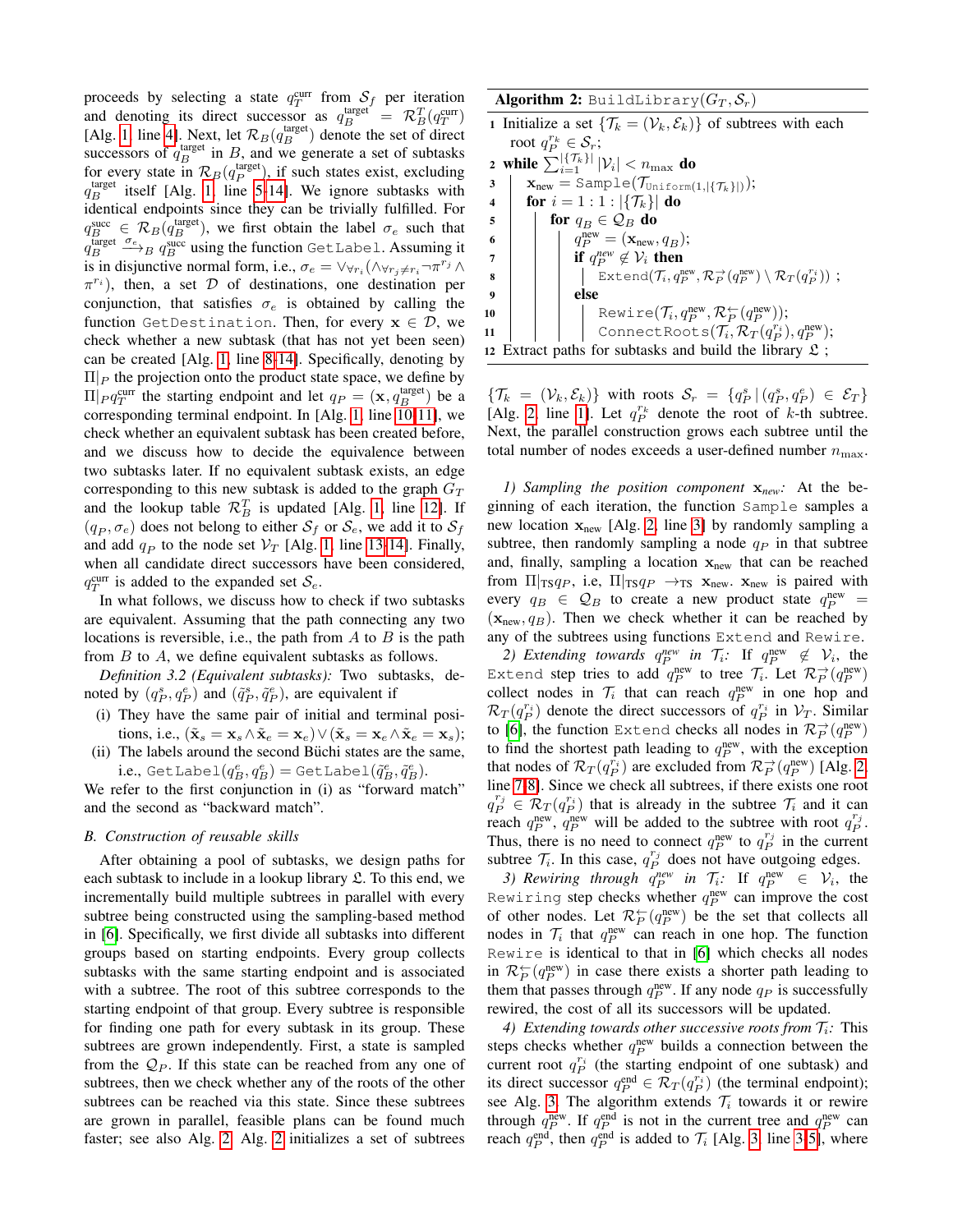proceeds by selecting a state $q_T^{\text{curr}}$ from $\mathcal{S}_f$ per iteration and denoting its direct successor as $q_B^{\text{target}} = \mathcal{R}_B^T(q_T^{\text{curr}})$ [Alg. 1, line 4]. Next, let $\mathcal{R}_B(q_B^{\text{target}})$ denote the set of direct successors of $q_B^{\text{target}}$ in $B$, and we generate a set of subtasks for every state in $\mathcal{R}_B(q_P^{\text{target}})$, if such states exist, excluding $q_B^{\text{target}}$ itself [Alg. 1, line 5-14]. We ignore subtasks with identical endpoints since they can be trivially fulfilled. For $q_B^{\text{succ}} \in \mathcal{R}_B(q_B^{\text{target}})$, we first obtain the label $\sigma_e$ such that $q_B^{\text{target}} \xrightarrow{\sigma_e}_B q_B^{\text{succ}}$ using the function `GetLabel`. Assuming it is in disjunctive normal form, i.e., $\sigma_e = \vee_{\forall r_i}(\wedge_{\forall r_j \neq r_i} \neg\pi^{r_j} \wedge \pi^{r_i})$, then, a set $\mathcal{D}$ of destinations, one destination per conjunction, that satisfies $\sigma_e$ is obtained by calling the function `GetDestination`. Then, for every $\mathbf{x} \in \mathcal{D}$, we check whether a new subtask (that has not yet been seen) can be created [Alg. 1, line 8-14]. Specifically, denoting by $\Pi|_P$ the projection onto the product state space, we define by $\Pi|_P q_T^{\text{curr}}$ the starting endpoint and let $q_P = (\mathbf{x}, q_B^{\text{target}})$ be a corresponding terminal endpoint. In [Alg. 1, line 10-11], we check whether an equivalent subtask has been created before, and we discuss how to decide the equivalence between two subtasks later. If no equivalent subtask exists, an edge corresponding to this new subtask is added to the graph $G_T$ and the lookup table $\mathcal{R}_B^T$ is updated [Alg. 1, line 12]. If $(q_P, \sigma_e)$ does not belong to either $\mathcal{S}_f$ or $\mathcal{S}_e$, we add it to $\mathcal{S}_f$ and add $q_P$ to the node set $\mathcal{V}_T$ [Alg. 1, line 13-14]. Finally, when all candidate direct successors have been considered, $q_T^{\text{curr}}$ is added to the expanded set $\mathcal{S}_e$.

In what follows, we discuss how to check if two subtasks are equivalent. Assuming that the path connecting any two locations is reversible, i.e., the path from $A$ to $B$ is the path from $B$ to $A$, we define equivalent subtasks as follows.

*Definition 3.2 (Equivalent subtasks):* Two subtasks, denoted by $(q_P^s, q_P^e)$ and $(\tilde{q}_P^s, \tilde{q}_P^e)$, are equivalent if

- (i) They have the same pair of initial and terminal positions, i.e., $(\tilde{\mathbf{x}}_s = \mathbf{x}_s \wedge \tilde{\mathbf{x}}_e = \mathbf{x}_e) \vee (\tilde{\mathbf{x}}_s = \mathbf{x}_e \wedge \tilde{\mathbf{x}}_e = \mathbf{x}_s)$;
- (ii) The labels around the second Büchi states are the same, i.e., $\texttt{GetLabel}(q_B^e, q_B^e) = \texttt{GetLabel}(\tilde{q}_B^e, \tilde{q}_B^e)$.

We refer to the first conjunction in (i) as "forward match" and the second as "backward match".

### B. Construction of reusable skills

After obtaining a pool of subtasks, we design paths for each subtask to include in a lookup library $\mathfrak{L}$. To this end, we incrementally build multiple subtrees in parallel with every subtree being constructed using the sampling-based method in [6]. Specifically, we first divide all subtasks into different groups based on starting endpoints. Every group collects subtasks with the same starting endpoint and is associated with a subtree. The root of this subtree corresponds to the starting endpoint of that group. Every subtree is responsible for finding one path for every subtask in its group. These subtrees are grown independently. First, a state is sampled from the $\mathcal{Q}_P$. If this state can be reached from any one of subtrees, then we check whether any of the roots of the other subtrees can be reached via this state. Since these subtrees are grown in parallel, feasible plans can be found much faster; see also Alg. 2. Alg. 2 initializes a set of subtrees

**Algorithm 2:** `BuildLibrary`$(G_T, \mathcal{S}_r)$

```
1  Initialize a set {T_k = (V_k, E_k)} of subtrees with each
   root q_P^{r_k} ∈ S_r;
2  while Σ_{i=1}^{|{T_k}|} |V_i| < n_max do
3      x_new = Sample(T_Uniform(1,|{T_k}|));
4      for i = 1 : 1 : |{T_k}| do
5          for q_B ∈ Q_B do
6              q_P^new = (x_new, q_B);
7              if q_P^new ∉ V_i then
8                  Extend(T_i, q_P^new, R_P^→(q_P^new) \ R_T(q_P^{r_i})) ;
9              else
10                 Rewire(T_i, q_P^new, R_P^←(q_P^new));
11                 ConnectRoots(T_i, R_T(q_P^{r_i}), q_P^new);
12 Extract paths for subtasks and build the library 𝔏 ;
```

$\{\mathcal{T}_k = (\mathcal{V}_k, \mathcal{E}_k)\}$ with roots $\mathcal{S}_r = \{q_P^s \,|\, (q_P^s, q_P^e) \in \mathcal{E}_T\}$ [Alg. 2, line 1]. Let $q_P^{r_k}$ denote the root of $k$-th subtree. Next, the parallel construction grows each subtree until the total number of nodes exceeds a user-defined number $n_{\max}$.

*1) Sampling the position component $\mathbf{x}_{new}$:* At the beginning of each iteration, the function `Sample` samples a new location $\mathbf{x}_{\text{new}}$ [Alg. 2, line 3] by randomly sampling a subtree, then randomly sampling a node $q_P$ in that subtree and, finally, sampling a location $\mathbf{x}_{\text{new}}$ that can be reached from $\Pi|_{\text{TS}} q_P$, i.e, $\Pi|_{\text{TS}} q_P \rightarrow_{\text{TS}} \mathbf{x}_{\text{new}}$. $\mathbf{x}_{\text{new}}$ is paired with every $q_B \in \mathcal{Q}_B$ to create a new product state $q_P^{\text{new}} = (\mathbf{x}_{\text{new}}, q_B)$. Then we check whether it can be reached by any of the subtrees using functions `Extend` and `Rewire`.

*2) Extending towards $q_P^{new}$ in $\mathcal{T}_i$:* If $q_P^{\text{new}} \notin \mathcal{V}_i$, the `Extend` step tries to add $q_P^{\text{new}}$ to tree $\mathcal{T}_i$. Let $\mathcal{R}_P^{\rightarrow}(q_P^{\text{new}})$ collect nodes in $\mathcal{T}_i$ that can reach $q_P^{\text{new}}$ in one hop and $\mathcal{R}_T(q_P^{r_i})$ denote the direct successors of $q_P^{r_i}$ in $\mathcal{V}_T$. Similar to [6], the function `Extend` checks all nodes in $\mathcal{R}_P^{\rightarrow}(q_P^{\text{new}})$ to find the shortest path leading to $q_P^{\text{new}}$, with the exception that nodes of $\mathcal{R}_T(q_P^{r_i})$ are excluded from $\mathcal{R}_P^{\rightarrow}(q_P^{\text{new}})$ [Alg. 2, line 7-8]. Since we check all subtrees, if there exists one root $q_P^{r_j} \in \mathcal{R}_T(q_P^{r_i})$ that is already in the subtree $\mathcal{T}_i$ and it can reach $q_P^{\text{new}}$, $q_P^{\text{new}}$ will be added to the subtree with root $q_P^{r_j}$. Thus, there is no need to connect $q_P^{\text{new}}$ to $q_P^{r_j}$ in the current subtree $\mathcal{T}_i$. In this case, $q_P^{r_j}$ does not have outgoing edges.

*3) Rewiring through $q_P^{new}$ in $\mathcal{T}_i$:* If $q_P^{\text{new}} \in \mathcal{V}_i$, the `Rewiring` step checks whether $q_P^{\text{new}}$ can improve the cost of other nodes. Let $\mathcal{R}_P^{\leftarrow}(q_P^{\text{new}})$ be the set that collects all nodes in $\mathcal{T}_i$ that $q_P^{\text{new}}$ can reach in one hop. The function `Rewire` is identical to that in [6] which checks all nodes in $\mathcal{R}_P^{\leftarrow}(q_P^{\text{new}})$ in case there exists a shorter path leading to them that passes through $q_P^{\text{new}}$. If any node $q_P$ is successfully rewired, the cost of all its successors will be updated.

*4) Extending towards other successive roots from $\mathcal{T}_i$:* This steps checks whether $q_P^{\text{new}}$ builds a connection between the current root $q_P^{r_i}$ (the starting endpoint of one subtask) and its direct successor $q_P^{\text{end}} \in \mathcal{R}_T(q_P^{r_i})$ (the terminal endpoint); see Alg. 3. The algorithm extends $\mathcal{T}_i$ towards it or rewire through $q_P^{\text{new}}$. If $q_P^{\text{end}}$ is not in the current tree and $q_P^{\text{new}}$ can reach $q_P^{\text{end}}$, then $q_P^{\text{end}}$ is added to $\mathcal{T}_i$ [Alg. 3, line 3-5], where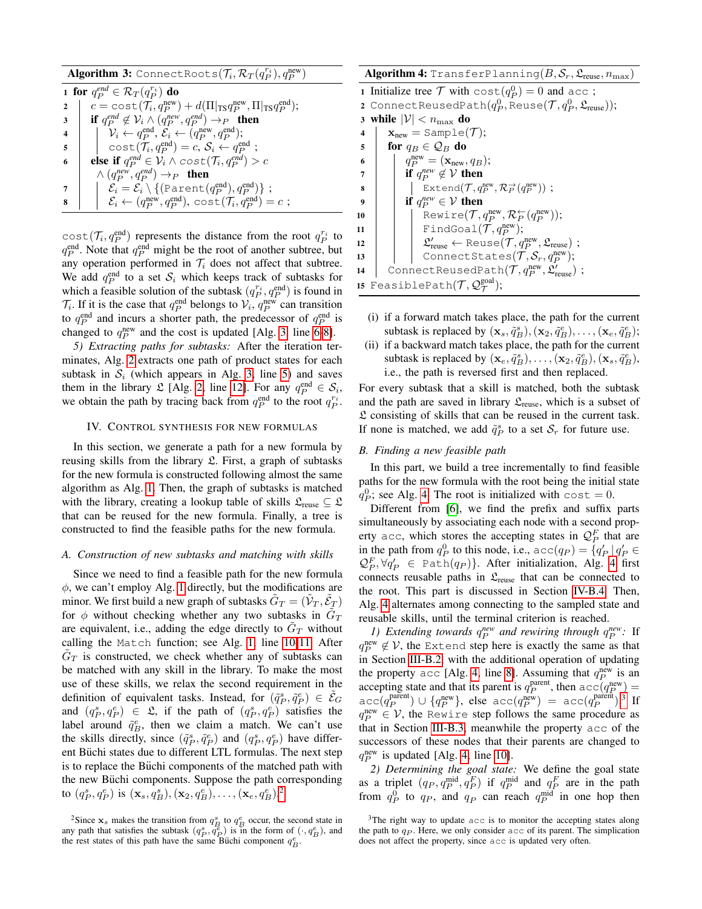**Algorithm 3:** `ConnectRoots`$(\mathcal{T}_i, \mathcal{R}_T(q_P^{r_i}), q_P^{\text{new}})$

```
1  for q_P^end ∈ R_T(q_P^{r_i}) do
2  |   c = cost(T_i, q_P^new) + d(Π|_TS q_P^new, Π|_TS q_P^end);
3  |   if q_P^end ∉ V_i ∧ (q_P^new, q_P^end) →_P then
4  |   |   V_i ← q_P^end, E_i ← (q_P^new, q_P^end);
5  |   |   cost(T_i, q_P^end) = c, S_i ← q_P^end ;
6  |   else if q_P^end ∈ V_i ∧ cost(T_i, q_P^end) > c
   |       ∧ (q_P^new, q_P^end) →_P then
7  |   |   E_i = E_i \ {(Parent(q_P^end), q_P^end)} ;
8  |   |   E_i ← (q_P^new, q_P^end), cost(T_i, q_P^end) = c ;
```

$\texttt{cost}(\mathcal{T}_i, q_P^{\text{end}})$ represents the distance from the root $q_P^{r_i}$ to $q_P^{\text{end}}$. Note that $q_P^{\text{end}}$ might be the root of another subtree, but any operation performed in $\mathcal{T}_i$ does not affect that subtree. We add $q_P^{\text{end}}$ to a set $\mathcal{S}_i$ which keeps track of subtasks for which a feasible solution of the subtask $(q_P^{r_i}, q_P^{\text{end}})$ is found in $\mathcal{T}_i$. If it is the case that $q_P^{\text{end}}$ belongs to $\mathcal{V}_i$, $q_P^{\text{new}}$ can transition to $q_P^{\text{end}}$ and incurs a shorter path, the predecessor of $q_P^{\text{end}}$ is changed to $q_P^{\text{new}}$ and the cost is updated [Alg. 3, line 6-8].

*5) Extracting paths for subtasks:* After the iteration terminates, Alg. 2 extracts one path of product states for each subtask in $\mathcal{S}_i$ (which appears in Alg. 3, line 5) and saves them in the library $\mathfrak{L}$ [Alg. 2, line 12]. For any $q_P^{\text{end}} \in \mathcal{S}_i$, we obtain the path by tracing back from $q_P^{\text{end}}$ to the root $q_P^{r_i}$.

## IV. Control Synthesis for New Formulas

In this section, we generate a path for a new formula by reusing skills from the library $\mathfrak{L}$. First, a graph of subtasks for the new formula is constructed following almost the same algorithm as Alg. 1. Then, the graph of subtasks is matched with the library, creating a lookup table of skills $\mathfrak{L}_{\text{reuse}} \subseteq \mathfrak{L}$ that can be reused for the new formula. Finally, a tree is constructed to find the feasible paths for the new formula.

### A. Construction of new subtasks and matching with skills

Since we need to find a feasible path for the new formula $\phi$, we can't employ Alg. 1 directly, but the modifications are minor. We first build a new graph of subtasks $\tilde{G}_T = (\tilde{\mathcal{V}}_T, \tilde{\mathcal{E}}_T)$ for $\phi$ without checking whether any two subtasks in $\tilde{G}_T$ are equivalent, i.e., adding the edge directly to $\tilde{G}_T$ without calling the `Match` function; see Alg. 1, line 10-11. After $\tilde{G}_T$ is constructed, we check whether any of subtasks can be matched with any skill in the library. To make the most use of these skills, we relax the second requirement in the definition of equivalent tasks. Instead, for $(\tilde{q}_P^s, \tilde{q}_P^e) \in \tilde{\mathcal{E}}_G$ and $(q_P^s, q_P^e) \in \mathfrak{L}$, if the path of $(q_P^s, q_P^e)$ satisfies the label around $\tilde{q}_B^e$, then we claim a match. We can't use the skills directly, since $(\tilde{q}_P^s, \tilde{q}_P^e)$ and $(q_P^s, q_P^e)$ have different Büchi states due to different LTL formulas. The next step is to replace the Büchi components of the matched path with the new Büchi components. Suppose the path corresponding to $(q_P^s, q_P^e)$ is $(\mathbf{x}_s, q_B^s), (\mathbf{x}_2, q_B^e), \ldots, (\mathbf{x}_e, q_B^e)$.[2]

(i) if a forward match takes place, the path for the current subtask is replaced by $(\mathbf{x}_s, \tilde{q}_B^s), (\mathbf{x}_2, \tilde{q}_B^e), \ldots, (\mathbf{x}_e, \tilde{q}_B^e)$;

(ii) if a backward match takes place, the path for the current subtask is replaced by $(\mathbf{x}_e, \tilde{q}_B^s), \ldots, (\mathbf{x}_2, \tilde{q}_B^e), (\mathbf{x}_s, \tilde{q}_B^e)$, i.e., the path is reversed first and then replaced.

For every subtask that a skill is matched, both the subtask and the path are saved in library $\mathfrak{L}_{\text{reuse}}$, which is a subset of $\mathfrak{L}$ consisting of skills that can be reused in the current task. If none is matched, we add $\tilde{q}_P^s$ to a set $\mathcal{S}_r$ for future use.

[2] Since $\mathbf{x}_s$ makes the transition from $q_B^s$ to $q_B^e$ occur, the second state in any path that satisfies the subtask $(q_P^s, q_P^e)$ is in the form of $(\cdot, q_B^e)$, and the rest states of this path have the same Büchi component $q_B^e$.

**Algorithm 4:** `TransferPlanning`$(B, \mathcal{S}_r, \mathfrak{L}_{\text{reuse}}, n_{\max})$

```
1  Initialize tree T with cost(q_P^0) = 0 and acc ;
2  ConnectReusedPath(q_P^0, Reuse(T, q_P^0, L_reuse));
3  while |V| < n_max do
4  |   x_new = Sample(T);
5  |   for q_B ∈ Q_B do
6  |   |   q_P^new = (x_new, q_B);
7  |   |   if q_P^new ∉ V then
8  |   |   |   Extend(T, q_P^new, R_P^→(q_P^new)) ;
9  |   |   if q_P^new ∈ V then
10 |   |   |   Rewire(T, q_P^new, R_P^←(q_P^new));
11 |   |   |   FindGoal(T, q_P^new);
12 |   |   |   L'_reuse ← Reuse(T, q_P^new, L_reuse) ;
13 |   |   |   ConnectStates(T, S_r, q_P^new);
14 |   ConnectReusedPath(T, q_P^new, L'_reuse) ;
15 FeasiblePath(T, Q_T^goal);
```

### B. Finding a new feasible path

In this part, we build a tree incrementally to find feasible paths for the new formula with the root being the initial state $q_P^0$; see Alg. 4. The root is initialized with $\texttt{cost} = 0$.

Different from [6], we find the prefix and suffix parts simultaneously by associating each node with a second property $\texttt{acc}$, which stores the accepting states in $\mathcal{Q}_P^F$ that are in the path from $q_P^0$ to this node, i.e., $\texttt{acc}(q_P) = \{q'_P \,|\, q'_P \in \mathcal{Q}_P^F, \forall q'_P \in \texttt{Path}(q_P)\}$. After initialization, Alg. 4 first connects reusable paths in $\mathfrak{L}_{\text{reuse}}$ that can be connected to the root. This part is discussed in Section IV-B.4. Then, Alg. 4 alternates among connecting to the sampled state and reusable skills, until the terminal criterion is reached.

*1) Extending towards $q_P^{new}$ and rewiring through $q_P^{new}$:* If $q_P^{\text{new}} \notin \mathcal{V}$, the `Extend` step here is exactly the same as that in Section III-B.2, with the additional operation of updating the property $\texttt{acc}$ [Alg. 4, line 8]. Assuming that $q_P^{\text{new}}$ is an accepting state and that its parent is $q_P^{\text{parent}}$, then $\texttt{acc}(q_P^{\text{new}}) = \texttt{acc}(q_P^{\text{parent}}) \cup \{q_P^{\text{new}}\}$, else $\texttt{acc}(q_P^{\text{new}}) = \texttt{acc}(q_P^{\text{parent}})$.[3] If $q_P^{\text{new}} \in \mathcal{V}$, the `Rewire` step follows the same procedure as that in Section III-B.3, meanwhile the property $\texttt{acc}$ of the successors of these nodes that their parents are changed to $q_P^{\text{new}}$ is updated [Alg. 4, line 10].

*2) Determining the goal state:* We define the goal state as a triplet $(q_P, q_P^{\text{mid}}, q_P^F)$ if $q_P^{\text{mid}}$ and $q_P^F$ are in the path from $q_P^0$ to $q_P$, and $q_P$ can reach $q_P^{\text{mid}}$ in one hop then

[3] The right way to update $\texttt{acc}$ is to monitor the accepting states along the path to $q_P$. Here, we only consider $\texttt{acc}$ of its parent. The simplication does not affect the property, since $\texttt{acc}$ is updated very often.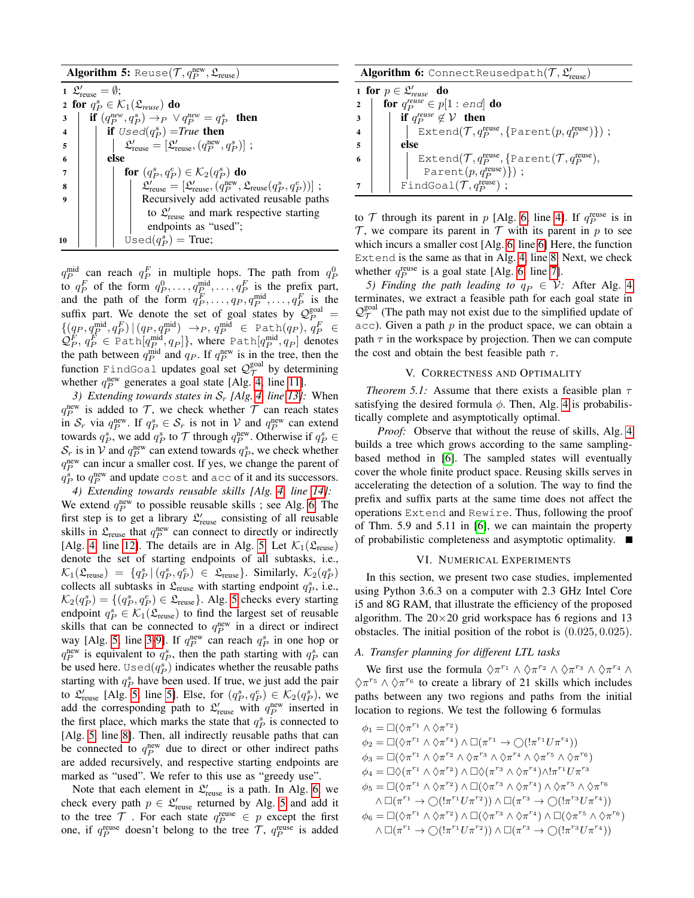**Algorithm 5:** `Reuse`$(\mathcal{T}, q_P^{\text{new}}, \mathfrak{L}_{\text{reuse}})$

```
1  L'_reuse = ∅;
2  for q^s_P ∈ K_1(L_reuse) do
3      if (q^new_P, q^s_P) →_P ∨ q^new_P = q^s_P then
4          if Used(q^s_P) = True then
5              L'_reuse = [L'_reuse, (q^new_P, q^s_P)] ;
6          else
7              for (q^s_P, q^e_P) ∈ K_2(q^s_P) do
8                  L'_reuse = [L'_reuse, (q^new_P, L_reuse(q^s_P, q^e_P))] ;
9                  Recursively add activated reusable paths
                   to L'_reuse and mark respective starting
                   endpoints as "used";
10             Used(q^s_P) = True;
```

**Algorithm 6:** `ConnectReusedpath`$(\mathcal{T}, \mathfrak{L}'_{\text{reuse}})$

```
1  for p ∈ L'_reuse do
2      for q^reuse_P ∈ p[1 : end] do
3          if q^reuse_P ∉ V then
4              Extend(T, q^reuse_P, {Parent(p, q^reuse_P)}) ;
5          else
6              Extend(T, q^reuse_P, {Parent(T, q^reuse_P),
                   Parent(p, q^reuse_P)}) ;
7          FindGoal(T, q^reuse_P) ;
```

$q_P^{\text{mid}}$ can reach $q_P^F$ in multiple hops. The path from $q_P^0$ to $q_P^F$ of the form $q_P^0, \ldots, q_P^{\text{mid}}, \ldots, q_P^F$ is the prefix part, and the path of the form $q_P^F, \ldots, q_P, q_P^{\text{mid}}, \ldots, q_P^F$ is the suffix part. We denote the set of goal states by $\mathcal{Q}_P^{\text{goal}} = \{(q_P, q_P^{\text{mid}}, q_P^F) \,|\, (q_P, q_P^{\text{mid}}) \rightarrow_P,\, q_P^{\text{mid}} \in \texttt{Path}(q_P),\, q_P^F \in \mathcal{Q}_P^F,\, q_P^F \in \texttt{Path}[q_P^{\text{mid}}, q_P]\}$, where $\texttt{Path}[q_P^{\text{mid}}, q_P]$ denotes the path between $q_P^{\text{mid}}$ and $q_P$. If $q_P^{\text{new}}$ is in the tree, then the function `FindGoal` updates goal set $\mathcal{Q}_\mathcal{T}^{\text{goal}}$ by determining whether $q_P^{\text{new}}$ generates a goal state [Alg. 4, line 11].

*3) Extending towards states in $\mathcal{S}_r$ [Alg. 4, line 13]:* When $q_P^{\text{new}}$ is added to $\mathcal{T}$, we check whether $\mathcal{T}$ can reach states in $\mathcal{S}_r$ via $q_P^{\text{new}}$. If $q_P^s \in \mathcal{S}_r$ is not in $\mathcal{V}$ and $q_P^{\text{new}}$ can extend towards $q_P^s$, we add $q_P^s$ to $\mathcal{T}$ through $q_P^{\text{new}}$. Otherwise if $q_P^s \in \mathcal{S}_r$ is in $\mathcal{V}$ and $q_P^{\text{new}}$ can extend towards $q_P^s$, we check whether $q_P^{\text{new}}$ can incur a smaller cost. If yes, we change the parent of $q_P^s$ to $q_P^{\text{new}}$ and update `cost` and `acc` of it and its successors.

*4) Extending towards reusable skills [Alg. 4, line 14]:* We extend $q_P^{\text{new}}$ to possible reusable skills ; see Alg. 6. The first step is to get a library $\mathfrak{L}'_{\text{reuse}}$ consisting of all reusable skills in $\mathfrak{L}_{\text{reuse}}$ that $q_P^{\text{new}}$ can connect to directly or indirectly [Alg. 4, line 12]. The details are in Alg. 5. Let $\mathcal{K}_1(\mathfrak{L}_{\text{reuse}})$ denote the set of starting endpoints of all subtasks, i.e., $\mathcal{K}_1(\mathfrak{L}_{\text{reuse}}) = \{q_P^s \,|\, (q_P^s, q_P^e) \in \mathfrak{L}_{\text{reuse}}\}$. Similarly, $\mathcal{K}_2(q_P^s)$ collects all subtasks in $\mathfrak{L}_{\text{reuse}}$ with starting endpoint $q_P^s$, i.e., $\mathcal{K}_2(q_P^s) = \{(q_P^s, q_P^e) \in \mathfrak{L}_{\text{reuse}}\}$. Alg. 5 checks every starting endpoint $q_P^s \in \mathcal{K}_1(\mathfrak{L}_{\text{reuse}})$ to find the largest set of reusable skills that can be connected to $q_P^{\text{new}}$ in a direct or indirect way [Alg. 5, line 3-9]. If $q_P^{\text{new}}$ can reach $q_P^s$ in one hop or $q_P^{\text{new}}$ is equivalent to $q_P^s$, then the path starting with $q_P^s$ can be used here. $\texttt{Used}(q_P^s)$ indicates whether the reusable paths starting with $q_P^s$ have been used. If true, we just add the pair to $\mathfrak{L}'_{\text{reuse}}$ [Alg. 5, line 5]. Else, for $(q_P^s, q_P^e) \in \mathcal{K}_2(q_P^s)$, we add the corresponding path to $\mathfrak{L}'_{\text{reuse}}$ with $q_P^{\text{new}}$ inserted in the first place, which marks the state that $q_P^s$ is connected to [Alg. 5, line 8]. Then, all indirectly reusable paths that can be connected to $q_P^{\text{new}}$ due to direct or other indirect paths are added recursively, and respective starting endpoints are marked as "used". We refer to this use as "greedy use".

Note that each element in $\mathfrak{L}'_{\text{reuse}}$ is a path. In Alg. 6, we check every path $p \in \mathfrak{L}'_{\text{reuse}}$ returned by Alg. 5 and add it to the tree $\mathcal{T}$ . For each state $q_P^{\text{reuse}} \in p$ except the first one, if $q_P^{\text{reuse}}$ doesn't belong to the tree $\mathcal{T}$, $q_P^{\text{reuse}}$ is added to $\mathcal{T}$ through its parent in $p$ [Alg. 6, line 4]. If $q_P^{\text{reuse}}$ is in $\mathcal{T}$, we compare its parent in $\mathcal{T}$ with its parent in $p$ to see which incurs a smaller cost [Alg. 6, line 6] Here, the function `Extend` is the same as that in Alg. 4, line 8. Next, we check whether $q_P^{\text{reuse}}$ is a goal state [Alg. 6, line 7].

*5) Finding the path leading to $q_P \in \mathcal{V}$:* After Alg. 4 terminates, we extract a feasible path for each goal state in $\mathcal{Q}_\mathcal{T}^{\text{goal}}$ (The path may not exist due to the simplified update of `acc`). Given a path $p$ in the product space, we can obtain a path $\tau$ in the workspace by projection. Then we can compute the cost and obtain the best feasible path $\tau$.

## V. Correctness and Optimality

*Theorem 5.1:* Assume that there exists a feasible plan $\tau$ satisfying the desired formula $\phi$. Then, Alg. 4 is probabilistically complete and asymptotically optimal.

*Proof:* Observe that without the reuse of skills, Alg. 4 builds a tree which grows according to the same sampling-based method in [6]. The sampled states will eventually cover the whole finite product space. Reusing skills serves in accelerating the detection of a solution. The way to find the prefix and suffix parts at the same time does not affect the operations `Extend` and `Rewire`. Thus, following the proof of Thm. 5.9 and 5.11 in [6], we can maintain the property of probabilistic completeness and asymptotic optimality. ■

## VI. Numerical Experiments

In this section, we present two case studies, implemented using Python 3.6.3 on a computer with 2.3 GHz Intel Core i5 and 8G RAM, that illustrate the efficiency of the proposed algorithm. The 20×20 grid workspace has 6 regions and 13 obstacles. The initial position of the robot is $(0.025, 0.025)$.

### A. Transfer planning for different LTL tasks

We first use the formula $\Diamond\pi^{r_1} \wedge \Diamond\pi^{r_2} \wedge \Diamond\pi^{r_3} \wedge \Diamond\pi^{r_4} \wedge \Diamond\pi^{r_5} \wedge \Diamond\pi^{r_6}$ to create a library of 21 skills which includes paths between any two regions and paths from the initial location to regions. We test the following 6 formulas

$$\phi_1 = \Box(\Diamond\pi^{r_1} \wedge \Diamond\pi^{r_2})$$

$$\phi_2 = \Box(\Diamond\pi^{r_1} \wedge \Diamond\pi^{r_4}) \wedge \Box(\pi^{r_1} \rightarrow \bigcirc(!\pi^{r_1} U \pi^{r_4}))$$

$$\phi_3 = \Box(\Diamond\pi^{r_1} \wedge \Diamond\pi^{r_2} \wedge \Diamond\pi^{r_3} \wedge \Diamond\pi^{r_4} \wedge \Diamond\pi^{r_5} \wedge \Diamond\pi^{r_6})$$

$$\phi_4 = \Box\Diamond(\pi^{r_1} \wedge \Diamond\pi^{r_2}) \wedge \Box\Diamond(\pi^{r_3} \wedge \Diamond\pi^{r_4}) \wedge !\pi^{r_1} U \pi^{r_3}$$

$$\phi_5 = \Box(\Diamond\pi^{r_1} \wedge \Diamond\pi^{r_2}) \wedge \Box(\Diamond\pi^{r_3} \wedge \Diamond\pi^{r_4}) \wedge \Diamond\pi^{r_5} \wedge \Diamond\pi^{r_6} \wedge \Box(\pi^{r_1} \rightarrow \bigcirc(!\pi^{r_1} U \pi^{r_2})) \wedge \Box(\pi^{r_3} \rightarrow \bigcirc(!\pi^{r_3} U \pi^{r_4}))$$

$$\phi_6 = \Box(\Diamond\pi^{r_1} \wedge \Diamond\pi^{r_2}) \wedge \Box(\Diamond\pi^{r_3} \wedge \Diamond\pi^{r_4}) \wedge \Box(\Diamond\pi^{r_5} \wedge \Diamond\pi^{r_6}) \wedge \Box(\pi^{r_1} \rightarrow \bigcirc(!\pi^{r_1} U \pi^{r_2})) \wedge \Box(\pi^{r_3} \rightarrow \bigcirc(!\pi^{r_3} U \pi^{r_4}))$$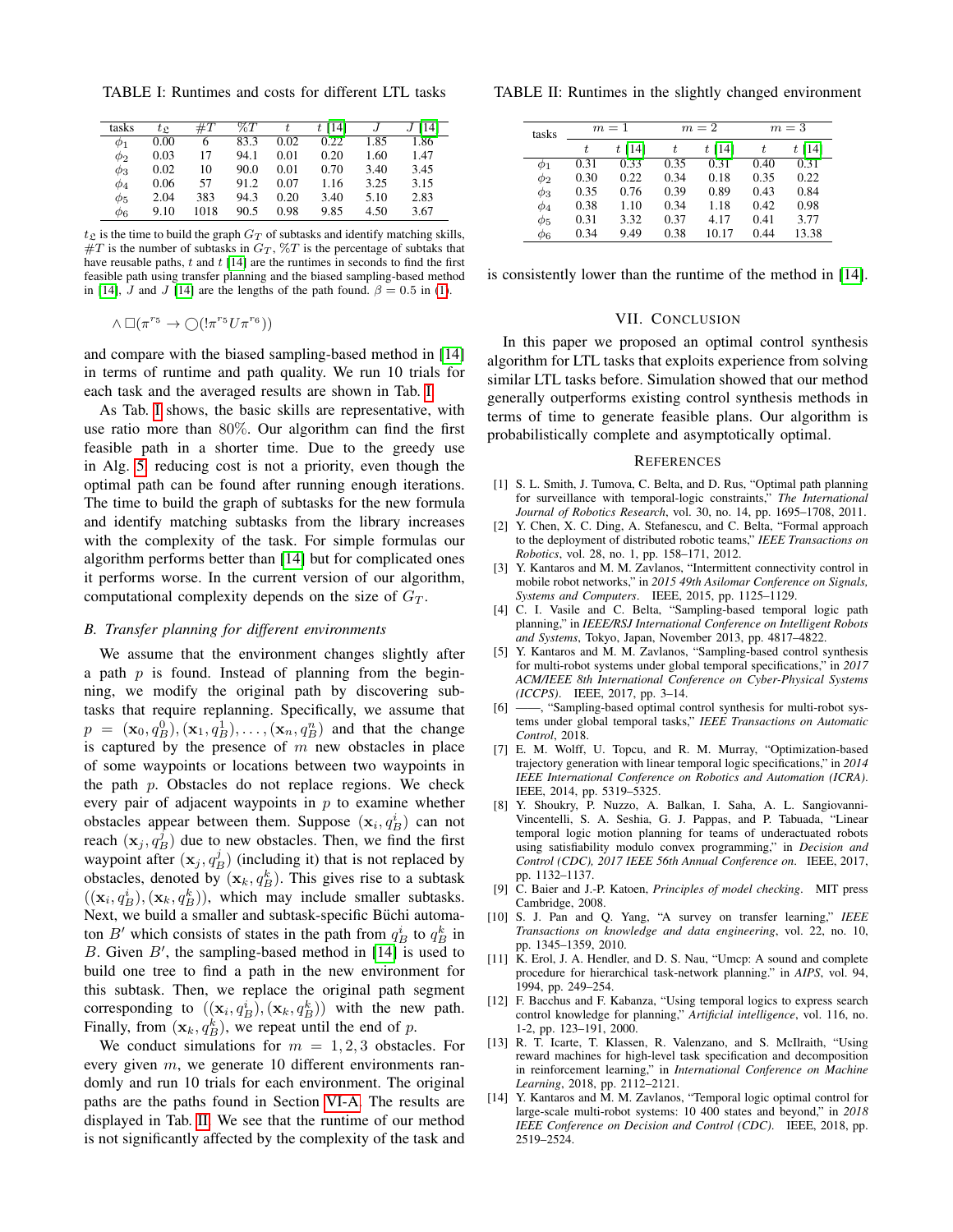TABLE I: Runtimes and costs for different LTL tasks

| tasks | $t_{\mathfrak{L}}$ | $\#T$ | $\%T$ | $t$ | $t$ [14] | $J$ | $J$ [14] |
|---|---|---|---|---|---|---|---|
| $\phi_1$ | 0.00 | 6 | 83.3 | 0.02 | 0.22 | 1.85 | 1.86 |
| $\phi_2$ | 0.03 | 17 | 94.1 | 0.01 | 0.20 | 1.60 | 1.47 |
| $\phi_3$ | 0.02 | 10 | 90.0 | 0.01 | 0.70 | 3.40 | 3.45 |
| $\phi_4$ | 0.06 | 57 | 91.2 | 0.07 | 1.16 | 3.25 | 3.15 |
| $\phi_5$ | 2.04 | 383 | 94.3 | 0.20 | 3.40 | 5.10 | 2.83 |
| $\phi_6$ | 9.10 | 1018 | 90.5 | 0.98 | 9.85 | 4.50 | 3.67 |

$t_{\mathfrak{L}}$ is the time to build the graph $G_T$ of subtasks and identify matching skills, $\#T$ is the number of subtasks in $G_T$, $\%T$ is the percentage of subtaks that have reusable paths, $t$ and $t$ [14] are the runtimes in seconds to find the first feasible path using transfer planning and the biased sampling-based method in [14], $J$ and $J$ [14] are the lengths of the path found. $\beta = 0.5$ in (1).

$$\wedge \Box(\pi^{r_5} \rightarrow \bigcirc(!\pi^{r_5} \mathcal{U} \pi^{r_6}))$$

and compare with the biased sampling-based method in [14] in terms of runtime and path quality. We run 10 trials for each task and the averaged results are shown in Tab. I.

As Tab. I shows, the basic skills are representative, with use ratio more than 80%. Our algorithm can find the first feasible path in a shorter time. Due to the greedy use in Alg. 5, reducing cost is not a priority, even though the optimal path can be found after running enough iterations. The time to build the graph of subtasks for the new formula and identify matching subtasks from the library increases with the complexity of the task. For simple formulas our algorithm performs better than [14] but for complicated ones it performs worse. In the current version of our algorithm, computational complexity depends on the size of $G_T$.

### B. Transfer planning for different environments

We assume that the environment changes slightly after a path $p$ is found. Instead of planning from the beginning, we modify the original path by discovering subtasks that require replanning. Specifically, we assume that $p = (\mathbf{x}_0, q_B^0), (\mathbf{x}_1, q_B^1), \ldots, (\mathbf{x}_n, q_B^n)$ and that the change is captured by the presence of $m$ new obstacles in place of some waypoints or locations between two waypoints in the path $p$. Obstacles do not replace regions. We check every pair of adjacent waypoints in $p$ to examine whether obstacles appear between them. Suppose $(\mathbf{x}_i, q_B^i)$ can not reach $(\mathbf{x}_j, q_B^j)$ due to new obstacles. Then, we find the first waypoint after $(\mathbf{x}_j, q_B^j)$ (including it) that is not replaced by obstacles, denoted by $(\mathbf{x}_k, q_B^k)$. This gives rise to a subtask $((\mathbf{x}_i, q_B^i), (\mathbf{x}_k, q_B^k))$, which may include smaller subtasks. Next, we build a smaller and subtask-specific Büchi automaton $B'$ which consists of states in the path from $q_B^i$ to $q_B^k$ in $B$. Given $B'$, the sampling-based method in [14] is used to build one tree to find a path in the new environment for this subtask. Then, we replace the original path segment corresponding to $((\mathbf{x}_i, q_B^i), (\mathbf{x}_k, q_B^k))$ with the new path. Finally, from $(\mathbf{x}_k, q_B^k)$, we repeat until the end of $p$.

We conduct simulations for $m = 1, 2, 3$ obstacles. For every given $m$, we generate 10 different environments randomly and run 10 trials for each environment. The original paths are the paths found in Section VI-A. The results are displayed in Tab. II. We see that the runtime of our method is not significantly affected by the complexity of the task and

TABLE II: Runtimes in the slightly changed environment

| tasks | $m = 1$ | | $m = 2$ | | $m = 3$ | |
|---|---|---|---|---|---|---|
| | $t$ | $t$ [14] | $t$ | $t$ [14] | $t$ | $t$ [14] |
| $\phi_1$ | 0.31 | 0.33 | 0.35 | 0.31 | 0.40 | 0.31 |
| $\phi_2$ | 0.30 | 0.22 | 0.34 | 0.18 | 0.35 | 0.22 |
| $\phi_3$ | 0.35 | 0.76 | 0.39 | 0.89 | 0.43 | 0.84 |
| $\phi_4$ | 0.38 | 1.10 | 0.34 | 1.18 | 0.42 | 0.98 |
| $\phi_5$ | 0.31 | 3.32 | 0.37 | 4.17 | 0.41 | 3.77 |
| $\phi_6$ | 0.34 | 9.49 | 0.38 | 10.17 | 0.44 | 13.38 |

is consistently lower than the runtime of the method in [14].

## VII. Conclusion

In this paper we proposed an optimal control synthesis algorithm for LTL tasks that exploits experience from solving similar LTL tasks before. Simulation showed that our method generally outperforms existing control synthesis methods in terms of time to generate feasible plans. Our algorithm is probabilistically complete and asymptotically optimal.

## References

[1] S. L. Smith, J. Tumova, C. Belta, and D. Rus, "Optimal path planning for surveillance with temporal-logic constraints," *The International Journal of Robotics Research*, vol. 30, no. 14, pp. 1695–1708, 2011.

[2] Y. Chen, X. C. Ding, A. Stefanescu, and C. Belta, "Formal approach to the deployment of distributed robotic teams," *IEEE Transactions on Robotics*, vol. 28, no. 1, pp. 158–171, 2012.

[3] Y. Kantaros and M. M. Zavlanos, "Intermittent connectivity control in mobile robot networks," in *2015 49th Asilomar Conference on Signals, Systems and Computers*. IEEE, 2015, pp. 1125–1129.

[4] C. I. Vasile and C. Belta, "Sampling-based temporal logic path planning," in *IEEE/RSJ International Conference on Intelligent Robots and Systems*, Tokyo, Japan, November 2013, pp. 4817–4822.

[5] Y. Kantaros and M. M. Zavlanos, "Sampling-based control synthesis for multi-robot systems under global temporal specifications," in *2017 ACM/IEEE 8th International Conference on Cyber-Physical Systems (ICCPS)*. IEEE, 2017, pp. 3–14.

[6] ——, "Sampling-based optimal control synthesis for multi-robot systems under global temporal tasks," *IEEE Transactions on Automatic Control*, 2018.

[7] E. M. Wolff, U. Topcu, and R. M. Murray, "Optimization-based trajectory generation with linear temporal logic specifications," in *2014 IEEE International Conference on Robotics and Automation (ICRA)*. IEEE, 2014, pp. 5319–5325.

[8] Y. Shoukry, P. Nuzzo, A. Balkan, I. Saha, A. L. Sangiovanni-Vincentelli, S. A. Seshia, G. J. Pappas, and P. Tabuada, "Linear temporal logic motion planning for teams of underactuated robots using satisfiability modulo convex programming," in *Decision and Control (CDC), 2017 IEEE 56th Annual Conference on*. IEEE, 2017, pp. 1132–1137.

[9] C. Baier and J.-P. Katoen, *Principles of model checking*. MIT press Cambridge, 2008.

[10] S. J. Pan and Q. Yang, "A survey on transfer learning," *IEEE Transactions on knowledge and data engineering*, vol. 22, no. 10, pp. 1345–1359, 2010.

[11] K. Erol, J. A. Hendler, and D. S. Nau, "Umcp: A sound and complete procedure for hierarchical task-network planning." in *AIPS*, vol. 94, 1994, pp. 249–254.

[12] F. Bacchus and F. Kabanza, "Using temporal logics to express search control knowledge for planning," *Artificial intelligence*, vol. 116, no. 1-2, pp. 123–191, 2000.

[13] R. T. Icarte, T. Klassen, R. Valenzano, and S. McIlraith, "Using reward machines for high-level task specification and decomposition in reinforcement learning," in *International Conference on Machine Learning*, 2018, pp. 2112–2121.

[14] Y. Kantaros and M. M. Zavlanos, "Temporal logic optimal control for large-scale multi-robot systems: 10 400 states and beyond," in *2018 IEEE Conference on Decision and Control (CDC)*. IEEE, 2018, pp. 2519–2524.